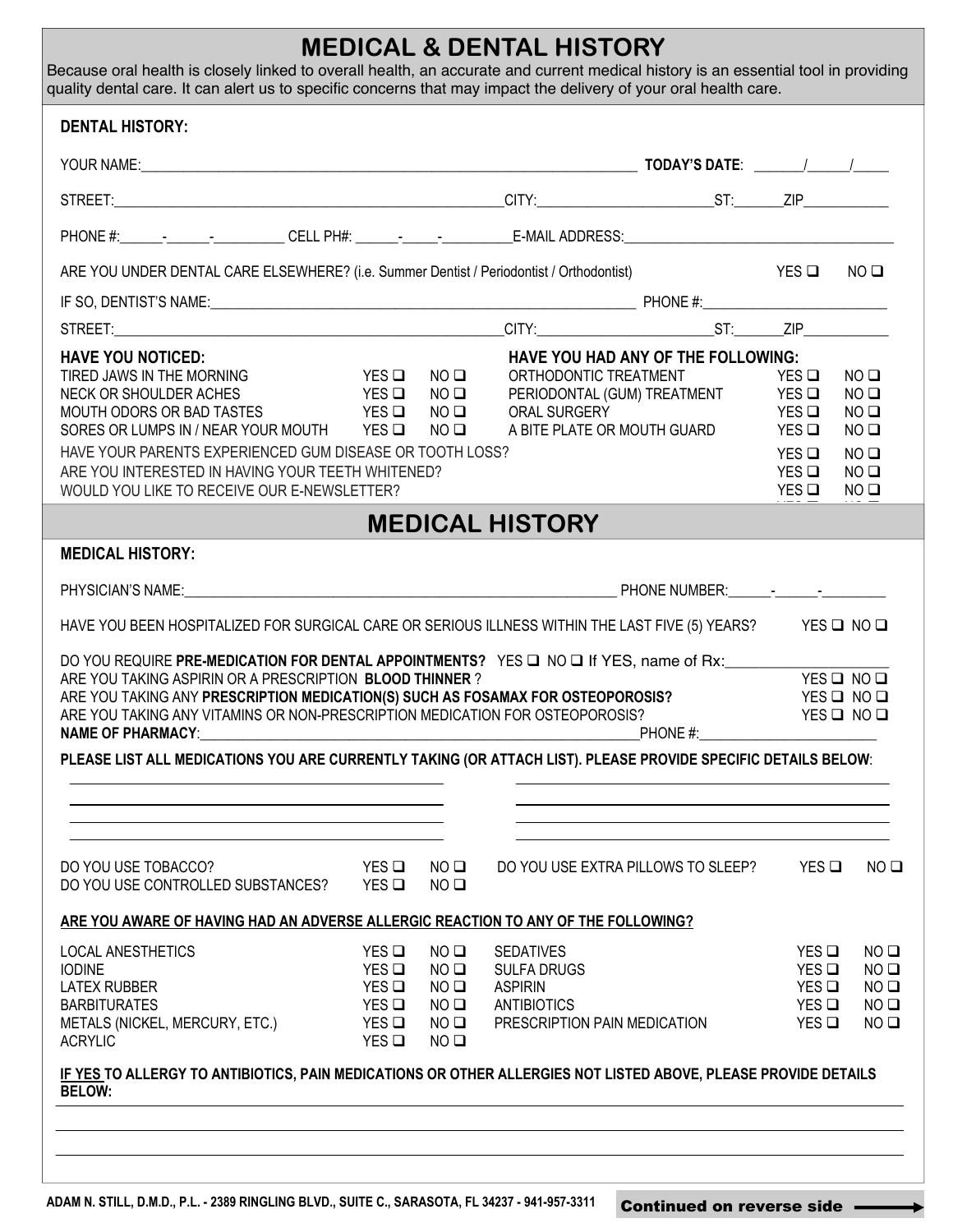# MEDICAL & DENTAL HISTORY

Because oral health is closely linked to overall health, an accurate and current medical history is an essential tool in providing quality dental care. It can alert us to specific concerns that may impact the delivery of your oral health care.

## DENTAL HISTORY:

YOUR NAME:______________________________________________ **TODAY'S DATE**: ______/_____/_____

STREET:________________________________________ CITY:____________________ ST:______ ZIP__________

PHONE #:_____-_____-_________ CELL PH#: _____-_____-_________ E-MAIL ADDRESS:______________________________

ARE YOU UNDER DENTAL CARE ELSEWHERE? (i.e. Summer Dentist / Periodontist / Orthodontist) YES ❑ NO ❑

IF SO, DENTIST'S NAME:_____________________________________________ PHONE #:______________________

STREET:________________________________________ CITY:____________________ ST:______ ZIP__________

| HAVE YOU NOTICED: | | | HAVE YOU HAD ANY OF THE FOLLOWING: | | |
|---|---|---|---|---|---|
| TIRED JAWS IN THE MORNING | YES ❑ | NO ❑ | ORTHODONTIC TREATMENT | YES ❑ | NO ❑ |
| NECK OR SHOULDER ACHES | YES ❑ | NO ❑ | PERIODONTAL (GUM) TREATMENT | YES ❑ | NO ❑ |
| MOUTH ODORS OR BAD TASTES | YES ❑ | NO ❑ | ORAL SURGERY | YES ❑ | NO ❑ |
| SORES OR LUMPS IN / NEAR YOUR MOUTH | YES ❑ | NO ❑ | A BITE PLATE OR MOUTH GUARD | YES ❑ | NO ❑ |

HAVE YOUR PARENTS EXPERIENCED GUM DISEASE OR TOOTH LOSS? YES ❑ NO ❑

ARE YOU INTERESTED IN HAVING YOUR TEETH WHITENED? YES ❑ NO ❑

WOULD YOU LIKE TO RECEIVE OUR E-NEWSLETTER? YES ❑ NO ❑

# MEDICAL HISTORY

## MEDICAL HISTORY:

PHYSICIAN'S NAME:_____________________________________________ PHONE NUMBER:_____-_____-________

HAVE YOU BEEN HOSPITALIZED FOR SURGICAL CARE OR SERIOUS ILLNESS WITHIN THE LAST FIVE (5) YEARS? YES ❑ NO ❑

DO YOU REQUIRE **PRE-MEDICATION FOR DENTAL APPOINTMENTS?** YES ❑ NO ❑ If YES, name of Rx:__________________

ARE YOU TAKING ASPIRIN OR A PRESCRIPTION **BLOOD THINNER**? YES ❑ NO ❑

ARE YOU TAKING ANY **PRESCRIPTION MEDICATION(S) SUCH AS FOSAMAX FOR OSTEOPOROSIS?** YES ❑ NO ❑

ARE YOU TAKING ANY VITAMINS OR NON-PRESCRIPTION MEDICATION FOR OSTEOPOROSIS? YES ❑ NO ❑

**NAME OF PHARMACY**:_____________________________________________ PHONE #:______________________

**PLEASE LIST ALL MEDICATIONS YOU ARE CURRENTLY TAKING (OR ATTACH LIST). PLEASE PROVIDE SPECIFIC DETAILS BELOW**:

______________________________________ ______________________________________

______________________________________ ______________________________________

______________________________________ ______________________________________

______________________________________ ______________________________________

| | | | | | |
|---|---|---|---|---|---|
| DO YOU USE TOBACCO? | YES ❑ | NO ❑ | DO YOU USE EXTRA PILLOWS TO SLEEP? | YES ❑ | NO ❑ |
| DO YOU USE CONTROLLED SUBSTANCES? | YES ❑ | NO ❑ | | | |

**ARE YOU AWARE OF HAVING HAD AN ADVERSE ALLERGIC REACTION TO ANY OF THE FOLLOWING?**

| | | | | | |
|---|---|---|---|---|---|
| LOCAL ANESTHETICS | YES ❑ | NO ❑ | SEDATIVES | YES ❑ | NO ❑ |
| IODINE | YES ❑ | NO ❑ | SULFA DRUGS | YES ❑ | NO ❑ |
| LATEX RUBBER | YES ❑ | NO ❑ | ASPIRIN | YES ❑ | NO ❑ |
| BARBITURATES | YES ❑ | NO ❑ | ANTIBIOTICS | YES ❑ | NO ❑ |
| METALS (NICKEL, MERCURY, ETC.) | YES ❑ | NO ❑ | PRESCRIPTION PAIN MEDICATION | YES ❑ | NO ❑ |
| ACRYLIC | YES ❑ | NO ❑ | | | |

**IF YES TO ALLERGY TO ANTIBIOTICS, PAIN MEDICATIONS OR OTHER ALLERGIES NOT LISTED ABOVE, PLEASE PROVIDE DETAILS BELOW:**

____________________________________________________________________________________

____________________________________________________________________________________

____________________________________________________________________________________

ADAM N. STILL, D.M.D., P.L. - 2389 RINGLING BLVD., SUITE C., SARASOTA, FL 34237 - 941-957-3311

**Continued on reverse side** ⟶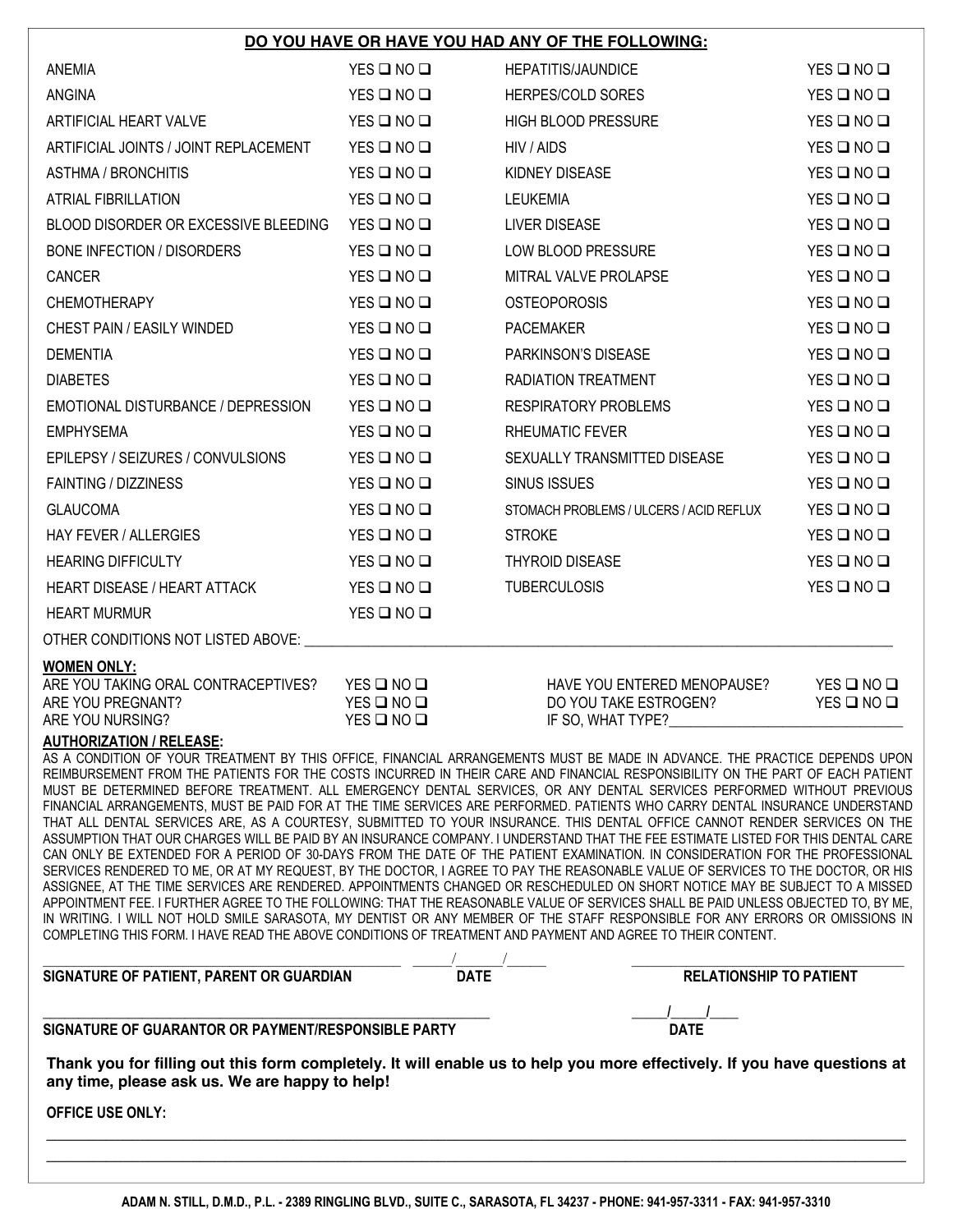## DO YOU HAVE OR HAVE YOU HAD ANY OF THE FOLLOWING:

| | | | |
|---|---|---|---|
| ANEMIA | YES ❑ NO ❑ | HEPATITIS/JAUNDICE | YES ❑ NO ❑ |
| ANGINA | YES ❑ NO ❑ | HERPES/COLD SORES | YES ❑ NO ❑ |
| ARTIFICIAL HEART VALVE | YES ❑ NO ❑ | HIGH BLOOD PRESSURE | YES ❑ NO ❑ |
| ARTIFICIAL JOINTS / JOINT REPLACEMENT | YES ❑ NO ❑ | HIV / AIDS | YES ❑ NO ❑ |
| ASTHMA / BRONCHITIS | YES ❑ NO ❑ | KIDNEY DISEASE | YES ❑ NO ❑ |
| ATRIAL FIBRILLATION | YES ❑ NO ❑ | LEUKEMIA | YES ❑ NO ❑ |
| BLOOD DISORDER OR EXCESSIVE BLEEDING | YES ❑ NO ❑ | LIVER DISEASE | YES ❑ NO ❑ |
| BONE INFECTION / DISORDERS | YES ❑ NO ❑ | LOW BLOOD PRESSURE | YES ❑ NO ❑ |
| CANCER | YES ❑ NO ❑ | MITRAL VALVE PROLAPSE | YES ❑ NO ❑ |
| CHEMOTHERAPY | YES ❑ NO ❑ | OSTEOPOROSIS | YES ❑ NO ❑ |
| CHEST PAIN / EASILY WINDED | YES ❑ NO ❑ | PACEMAKER | YES ❑ NO ❑ |
| DEMENTIA | YES ❑ NO ❑ | PARKINSON'S DISEASE | YES ❑ NO ❑ |
| DIABETES | YES ❑ NO ❑ | RADIATION TREATMENT | YES ❑ NO ❑ |
| EMOTIONAL DISTURBANCE / DEPRESSION | YES ❑ NO ❑ | RESPIRATORY PROBLEMS | YES ❑ NO ❑ |
| EMPHYSEMA | YES ❑ NO ❑ | RHEUMATIC FEVER | YES ❑ NO ❑ |
| EPILEPSY / SEIZURES / CONVULSIONS | YES ❑ NO ❑ | SEXUALLY TRANSMITTED DISEASE | YES ❑ NO ❑ |
| FAINTING / DIZZINESS | YES ❑ NO ❑ | SINUS ISSUES | YES ❑ NO ❑ |
| GLAUCOMA | YES ❑ NO ❑ | STOMACH PROBLEMS / ULCERS / ACID REFLUX | YES ❑ NO ❑ |
| HAY FEVER / ALLERGIES | YES ❑ NO ❑ | STROKE | YES ❑ NO ❑ |
| HEARING DIFFICULTY | YES ❑ NO ❑ | THYROID DISEASE | YES ❑ NO ❑ |
| HEART DISEASE / HEART ATTACK | YES ❑ NO ❑ | TUBERCULOSIS | YES ❑ NO ❑ |
| HEART MURMUR | YES ❑ NO ❑ | | |

OTHER CONDITIONS NOT LISTED ABOVE: ______________________________________________

**WOMEN ONLY:**

| | | | |
|---|---|---|---|
| ARE YOU TAKING ORAL CONTRACEPTIVES? | YES ❑ NO ❑ | HAVE YOU ENTERED MENOPAUSE? | YES ❑ NO ❑ |
| ARE YOU PREGNANT? | YES ❑ NO ❑ | DO YOU TAKE ESTROGEN? | YES ❑ NO ❑ |
| ARE YOU NURSING? | YES ❑ NO ❑ | IF SO, WHAT TYPE?______________________________ | |

**AUTHORIZATION / RELEASE:**

AS A CONDITION OF YOUR TREATMENT BY THIS OFFICE, FINANCIAL ARRANGEMENTS MUST BE MADE IN ADVANCE. THE PRACTICE DEPENDS UPON REIMBURSEMENT FROM THE PATIENTS FOR THE COSTS INCURRED IN THEIR CARE AND FINANCIAL RESPONSIBILITY ON THE PART OF EACH PATIENT MUST BE DETERMINED BEFORE TREATMENT. ALL EMERGENCY DENTAL SERVICES, OR ANY DENTAL SERVICES PERFORMED WITHOUT PREVIOUS FINANCIAL ARRANGEMENTS, MUST BE PAID FOR AT THE TIME SERVICES ARE PERFORMED. PATIENTS WHO CARRY DENTAL INSURANCE UNDERSTAND THAT ALL DENTAL SERVICES ARE, AS A COURTESY, SUBMITTED TO YOUR INSURANCE. THIS DENTAL OFFICE CANNOT RENDER SERVICES ON THE ASSUMPTION THAT OUR CHARGES WILL BE PAID BY AN INSURANCE COMPANY. I UNDERSTAND THAT THE FEE ESTIMATE LISTED FOR THIS DENTAL CARE CAN ONLY BE EXTENDED FOR A PERIOD OF 30-DAYS FROM THE DATE OF THE PATIENT EXAMINATION. IN CONSIDERATION FOR THE PROFESSIONAL SERVICES RENDERED TO ME, OR AT MY REQUEST, BY THE DOCTOR, I AGREE TO PAY THE REASONABLE VALUE OF SERVICES TO THE DOCTOR, OR HIS ASSIGNEE, AT THE TIME SERVICES ARE RENDERED. APPOINTMENTS CHANGED OR RESCHEDULED ON SHORT NOTICE MAY BE SUBJECT TO A MISSED APPOINTMENT FEE. I FURTHER AGREE TO THE FOLLOWING: THAT THE REASONABLE VALUE OF SERVICES SHALL BE PAID UNLESS OBJECTED TO, BY ME, IN WRITING. I WILL NOT HOLD SMILE SARASOTA, MY DENTIST OR ANY MEMBER OF THE STAFF RESPONSIBLE FOR ANY ERRORS OR OMISSIONS IN COMPLETING THIS FORM. I HAVE READ THE ABOVE CONDITIONS OF TREATMENT AND PAYMENT AND AGREE TO THEIR CONTENT.

______________________________________ ____/____/____ ______________________________

**SIGNATURE OF PATIENT, PARENT OR GUARDIAN** **DATE** **RELATIONSHIP TO PATIENT**

______________________________________ ____/____/____

**SIGNATURE OF GUARANTOR OR PAYMENT/RESPONSIBLE PARTY** **DATE**

**Thank you for filling out this form completely. It will enable us to help you more effectively. If you have questions at any time, please ask us. We are happy to help!**

**OFFICE USE ONLY:**

______________________________________________________________________________

______________________________________________________________________________

**ADAM N. STILL, D.M.D., P.L. - 2389 RINGLING BLVD., SUITE C., SARASOTA, FL 34237 - PHONE: 941-957-3311 - FAX: 941-957-3310**